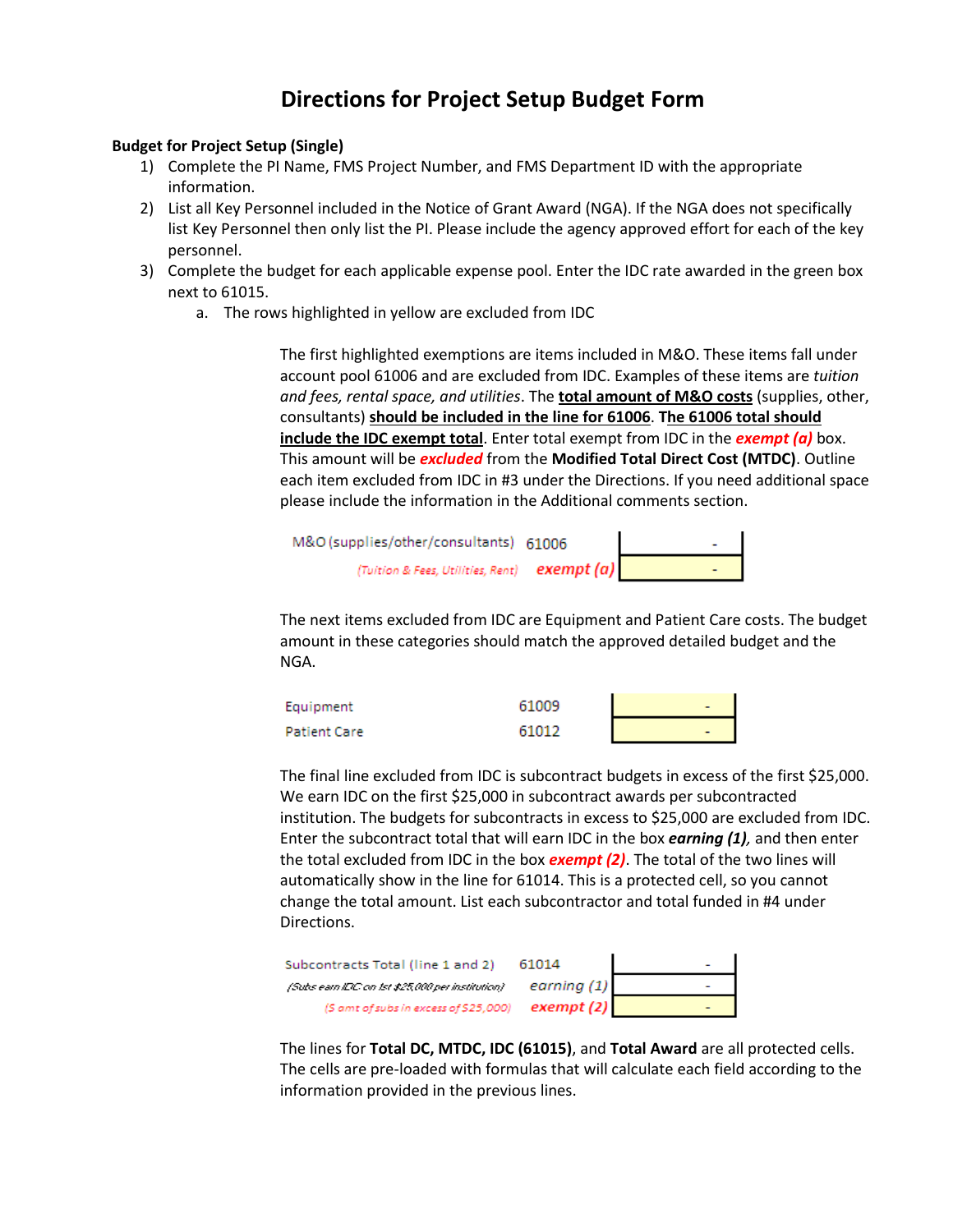# Directions for Project Setup Budget Form

**Budget for Project Setup (Single)**

1) Complete the PI Name, FMS Project Number, and FMS Department ID with the appropriate information.
2) List all Key Personnel included in the Notice of Grant Award (NGA). If the NGA does not specifically list Key Personnel then only list the PI. Please include the agency approved effort for each of the key personnel.
3) Complete the budget for each applicable expense pool. Enter the IDC rate awarded in the green box next to 61015.
    a. The rows highlighted in yellow are excluded from IDC

The first highlighted exemptions are items included in M&O. These items fall under account pool 61006 and are excluded from IDC. Examples of these items are *tuition and fees, rental space, and utilities*. The **total amount of M&O costs** (supplies, other, consultants) **should be included in the line for 61006**. **The 61006 total should include the IDC exempt total**. Enter total exempt from IDC in the ***exempt (a)*** box. This amount will be ***excluded*** from the **Modified Total Direct Cost (MTDC)**. Outline each item excluded from IDC in #3 under the Directions. If you need additional space please include the information in the Additional comments section.

| | | |
|---|---|---|
| M&O (supplies/other/consultants) | 61006 | - |
| *(Tuition & Fees, Utilities, Rent)* | *exempt (a)* | - |

The next items excluded from IDC are Equipment and Patient Care costs. The budget amount in these categories should match the approved detailed budget and the NGA.

| | | |
|---|---|---|
| Equipment | 61009 | - |
| Patient Care | 61012 | - |

The final line excluded from IDC is subcontract budgets in excess of the first $25,000. We earn IDC on the first $25,000 in subcontract awards per subcontracted institution. The budgets for subcontracts in excess to $25,000 are excluded from IDC. Enter the subcontract total that will earn IDC in the box ***earning (1)***, and then enter the total excluded from IDC in the box ***exempt (2)***. The total of the two lines will automatically show in the line for 61014. This is a protected cell, so you cannot change the total amount. List each subcontractor and total funded in #4 under Directions.

| | | |
|---|---|---|
| Subcontracts Total (line 1 and 2) | 61014 | - |
| *(Subs earn IDC on 1st $25,000 per institution)* | *earning (1)* | - |
| *($ amt of subs in excess of $25,000)* | *exempt (2)* | - |

The lines for **Total DC, MTDC, IDC (61015)**, and **Total Award** are all protected cells. The cells are pre-loaded with formulas that will calculate each field according to the information provided in the previous lines.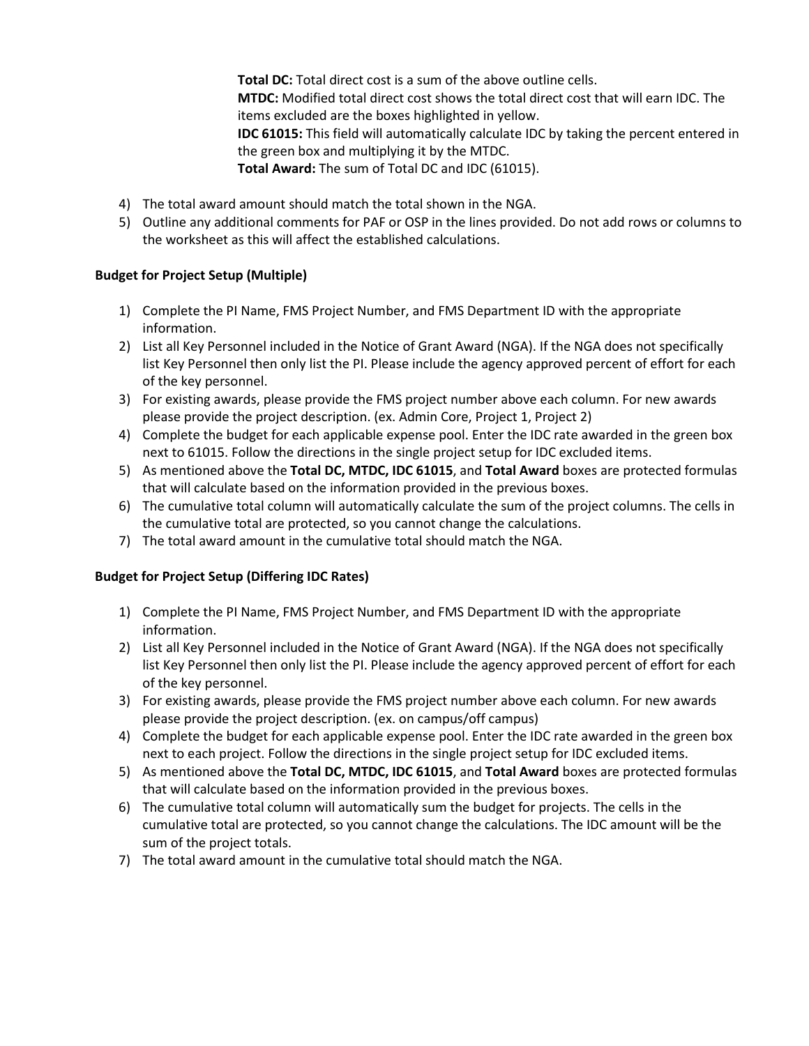**Total DC:** Total direct cost is a sum of the above outline cells.
**MTDC:** Modified total direct cost shows the total direct cost that will earn IDC. The items excluded are the boxes highlighted in yellow.
**IDC 61015:** This field will automatically calculate IDC by taking the percent entered in the green box and multiplying it by the MTDC.
**Total Award:** The sum of Total DC and IDC (61015).

4) The total award amount should match the total shown in the NGA.
5) Outline any additional comments for PAF or OSP in the lines provided. Do not add rows or columns to the worksheet as this will affect the established calculations.

**Budget for Project Setup (Multiple)**

1) Complete the PI Name, FMS Project Number, and FMS Department ID with the appropriate information.
2) List all Key Personnel included in the Notice of Grant Award (NGA). If the NGA does not specifically list Key Personnel then only list the PI. Please include the agency approved percent of effort for each of the key personnel.
3) For existing awards, please provide the FMS project number above each column. For new awards please provide the project description. (ex. Admin Core, Project 1, Project 2)
4) Complete the budget for each applicable expense pool. Enter the IDC rate awarded in the green box next to 61015. Follow the directions in the single project setup for IDC excluded items.
5) As mentioned above the **Total DC, MTDC, IDC 61015**, and **Total Award** boxes are protected formulas that will calculate based on the information provided in the previous boxes.
6) The cumulative total column will automatically calculate the sum of the project columns. The cells in the cumulative total are protected, so you cannot change the calculations.
7) The total award amount in the cumulative total should match the NGA.

**Budget for Project Setup (Differing IDC Rates)**

1) Complete the PI Name, FMS Project Number, and FMS Department ID with the appropriate information.
2) List all Key Personnel included in the Notice of Grant Award (NGA). If the NGA does not specifically list Key Personnel then only list the PI. Please include the agency approved percent of effort for each of the key personnel.
3) For existing awards, please provide the FMS project number above each column. For new awards please provide the project description. (ex. on campus/off campus)
4) Complete the budget for each applicable expense pool. Enter the IDC rate awarded in the green box next to each project. Follow the directions in the single project setup for IDC excluded items.
5) As mentioned above the **Total DC, MTDC, IDC 61015**, and **Total Award** boxes are protected formulas that will calculate based on the information provided in the previous boxes.
6) The cumulative total column will automatically sum the budget for projects. The cells in the cumulative total are protected, so you cannot change the calculations. The IDC amount will be the sum of the project totals.
7) The total award amount in the cumulative total should match the NGA.